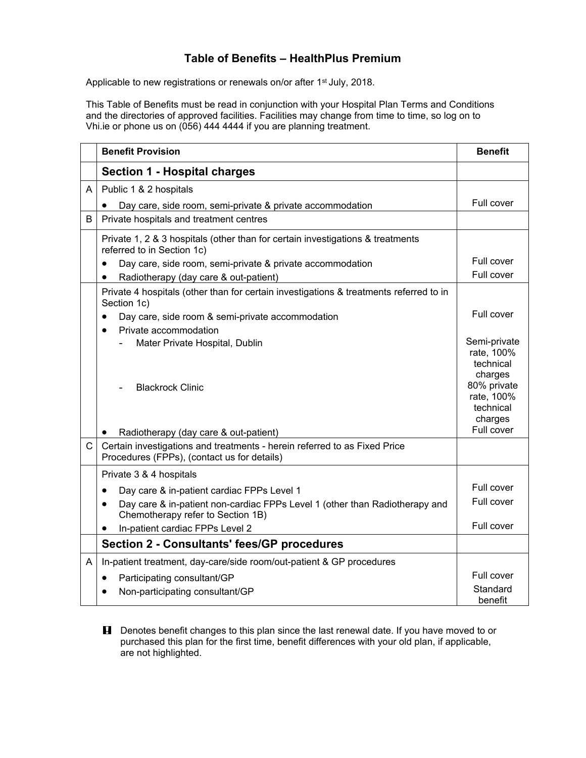# Table of Benefits – HealthPlus Premium

Applicable to new registrations or renewals on/or after 1st July, 2018.

This Table of Benefits must be read in conjunction with your Hospital Plan Terms and Conditions and the directories of approved facilities. Facilities may change from time to time, so log on to Vhi.ie or phone us on (056) 444 4444 if you are planning treatment.

| | Benefit Provision | Benefit |
|---|---|---|
| | **Section 1 - Hospital charges** | |
| A | Public 1 & 2 hospitals | |
| | • Day care, side room, semi-private & private accommodation | Full cover |
| B | Private hospitals and treatment centres | |
| | Private 1, 2 & 3 hospitals (other than for certain investigations & treatments referred to in Section 1c) | |
| | • Day care, side room, semi-private & private accommodation | Full cover |
| | • Radiotherapy (day care & out-patient) | Full cover |
| | Private 4 hospitals (other than for certain investigations & treatments referred to in Section 1c) | |
| | • Day care, side room & semi-private accommodation | Full cover |
| | • Private accommodation | |
| | - Mater Private Hospital, Dublin | Semi-private rate, 100% technical charges |
| | - Blackrock Clinic | 80% private rate, 100% technical charges |
| | • Radiotherapy (day care & out-patient) | Full cover |
| C | Certain investigations and treatments - herein referred to as Fixed Price Procedures (FPPs), (contact us for details) | |
| | Private 3 & 4 hospitals | |
| | • Day care & in-patient cardiac FPPs Level 1 | Full cover |
| | • Day care & in-patient non-cardiac FPPs Level 1 (other than Radiotherapy and Chemotherapy refer to Section 1B) | Full cover |
| | • In-patient cardiac FPPs Level 2 | Full cover |
| | **Section 2 - Consultants' fees/GP procedures** | |
| A | In-patient treatment, day-care/side room/out-patient & GP procedures | |
| | • Participating consultant/GP | Full cover |
| | • Non-participating consultant/GP | Standard benefit |

**!** Denotes benefit changes to this plan since the last renewal date. If you have moved to or purchased this plan for the first time, benefit differences with your old plan, if applicable, are not highlighted.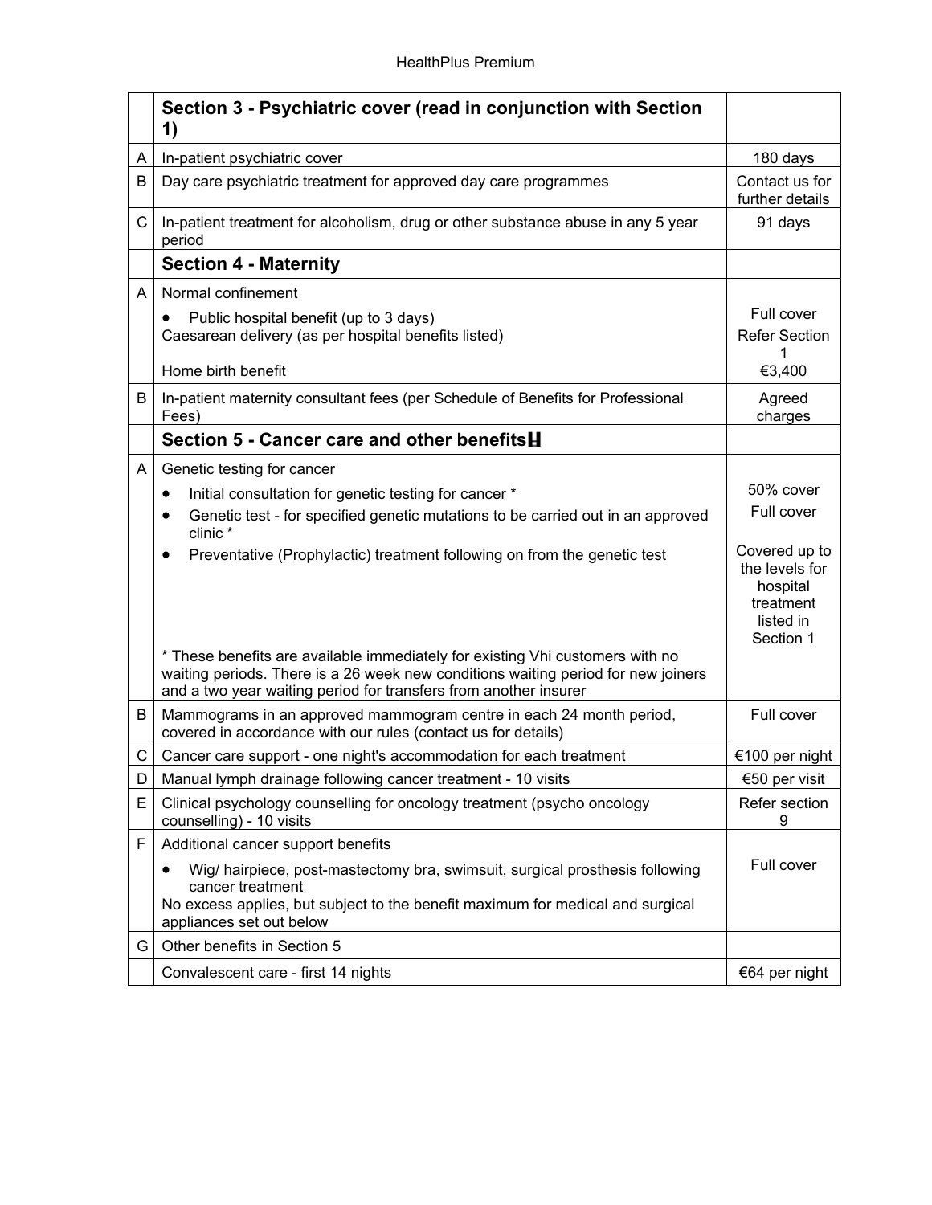|   | Section 3 - Psychiatric cover (read in conjunction with Section 1) |   |
|---|---|---|
| A | In-patient psychiatric cover | 180 days |
| B | Day care psychiatric treatment for approved day care programmes | Contact us for further details |
| C | In-patient treatment for alcoholism, drug or other substance abuse in any 5 year period | 91 days |
|   | **Section 4 - Maternity** |   |
| A | Normal confinement<br>• Public hospital benefit (up to 3 days)<br>Caesarean delivery (as per hospital benefits listed)<br><br>Home birth benefit | <br>Full cover<br>Refer Section 1<br>€3,400 |
| B | In-patient maternity consultant fees (per Schedule of Benefits for Professional Fees) | Agreed charges |
|   | **Section 5 - Cancer care and other benefits** |   |
| A | Genetic testing for cancer<br>• Initial consultation for genetic testing for cancer *<br>• Genetic test - for specified genetic mutations to be carried out in an approved clinic *<br>• Preventative (Prophylactic) treatment following on from the genetic test<br><br>* These benefits are available immediately for existing Vhi customers with no waiting periods. There is a 26 week new conditions waiting period for new joiners and a two year waiting period for transfers from another insurer | <br>50% cover<br>Full cover<br><br>Covered up to the levels for hospital treatment listed in Section 1 |
| B | Mammograms in an approved mammogram centre in each 24 month period, covered in accordance with our rules (contact us for details) | Full cover |
| C | Cancer care support - one night's accommodation for each treatment | €100 per night |
| D | Manual lymph drainage following cancer treatment - 10 visits | €50 per visit |
| E | Clinical psychology counselling for oncology treatment (psycho oncology counselling) - 10 visits | Refer section 9 |
| F | Additional cancer support benefits<br>• Wig/ hairpiece, post-mastectomy bra, swimsuit, surgical prosthesis following cancer treatment<br>No excess applies, but subject to the benefit maximum for medical and surgical appliances set out below | Full cover |
| G | Other benefits in Section 5 |   |
|   | Convalescent care - first 14 nights | €64 per night |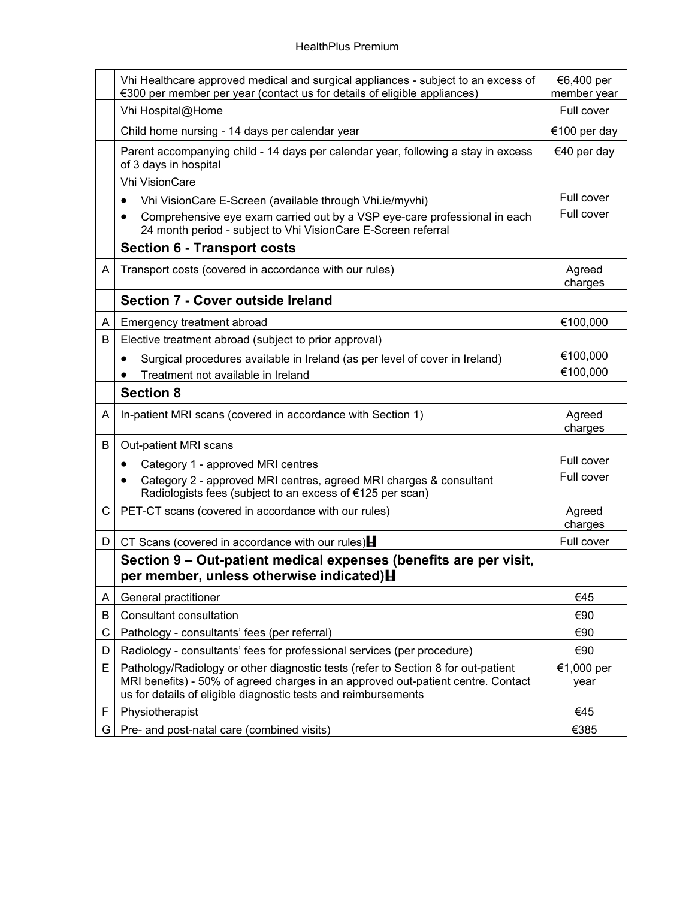| | | |
|---|---|---|
| | Vhi Healthcare approved medical and surgical appliances - subject to an excess of €300 per member per year (contact us for details of eligible appliances) | €6,400 per member year |
| | Vhi Hospital@Home | Full cover |
| | Child home nursing - 14 days per calendar year | €100 per day |
| | Parent accompanying child - 14 days per calendar year, following a stay in excess of 3 days in hospital | €40 per day |
| | Vhi VisionCare<br>• Vhi VisionCare E-Screen (available through Vhi.ie/myvhi)<br>• Comprehensive eye exam carried out by a VSP eye-care professional in each 24 month period - subject to Vhi VisionCare E-Screen referral | <br>Full cover<br>Full cover |
| | **Section 6 - Transport costs** | |
| A | Transport costs (covered in accordance with our rules) | Agreed charges |
| | **Section 7 - Cover outside Ireland** | |
| A | Emergency treatment abroad | €100,000 |
| B | Elective treatment abroad (subject to prior approval)<br>• Surgical procedures available in Ireland (as per level of cover in Ireland)<br>• Treatment not available in Ireland | <br>€100,000<br>€100,000 |
| | **Section 8** | |
| A | In-patient MRI scans (covered in accordance with Section 1) | Agreed charges |
| B | Out-patient MRI scans<br>• Category 1 - approved MRI centres<br>• Category 2 - approved MRI centres, agreed MRI charges & consultant Radiologists fees (subject to an excess of €125 per scan) | <br>Full cover<br>Full cover |
| C | PET-CT scans (covered in accordance with our rules) | Agreed charges |
| D | CT Scans (covered in accordance with our rules) | Full cover |
| | **Section 9 – Out-patient medical expenses (benefits are per visit, per member, unless otherwise indicated)** | |
| A | General practitioner | €45 |
| B | Consultant consultation | €90 |
| C | Pathology - consultants' fees (per referral) | €90 |
| D | Radiology - consultants' fees for professional services (per procedure) | €90 |
| E | Pathology/Radiology or other diagnostic tests (refer to Section 8 for out-patient MRI benefits) - 50% of agreed charges in an approved out-patient centre. Contact us for details of eligible diagnostic tests and reimbursements | €1,000 per year |
| F | Physiotherapist | €45 |
| G | Pre- and post-natal care (combined visits) | €385 |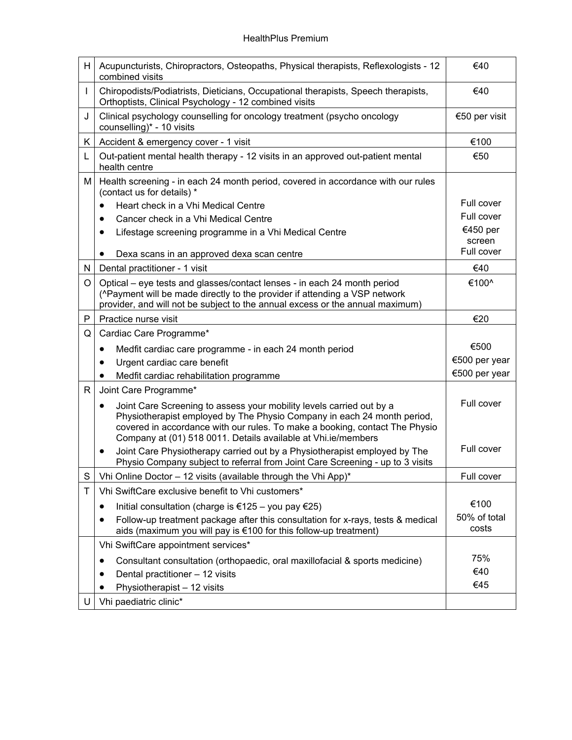| | | |
|---|---|---|
| H | Acupuncturists, Chiropractors, Osteopaths, Physical therapists, Reflexologists - 12 combined visits | €40 |
| I | Chiropodists/Podiatrists, Dieticians, Occupational therapists, Speech therapists, Orthoptists, Clinical Psychology - 12 combined visits | €40 |
| J | Clinical psychology counselling for oncology treatment (psycho oncology counselling)* - 10 visits | €50 per visit |
| K | Accident & emergency cover - 1 visit | €100 |
| L | Out-patient mental health therapy - 12 visits in an approved out-patient mental health centre | €50 |
| M | Health screening - in each 24 month period, covered in accordance with our rules (contact us for details) * | |
| | • Heart check in a Vhi Medical Centre | Full cover |
| | • Cancer check in a Vhi Medical Centre | Full cover |
| | • Lifestage screening programme in a Vhi Medical Centre | €450 per screen |
| | • Dexa scans in an approved dexa scan centre | Full cover |
| N | Dental practitioner - 1 visit | €40 |
| O | Optical – eye tests and glasses/contact lenses - in each 24 month period (^Payment will be made directly to the provider if attending a VSP network provider, and will not be subject to the annual excess or the annual maximum) | €100^ |
| P | Practice nurse visit | €20 |
| Q | Cardiac Care Programme* | |
| | • Medfit cardiac care programme - in each 24 month period | €500 |
| | • Urgent cardiac care benefit | €500 per year |
| | • Medfit cardiac rehabilitation programme | €500 per year |
| R | Joint Care Programme* | |
| | • Joint Care Screening to assess your mobility levels carried out by a Physiotherapist employed by The Physio Company in each 24 month period, covered in accordance with our rules. To make a booking, contact The Physio Company at (01) 518 0011. Details available at Vhi.ie/members | Full cover |
| | • Joint Care Physiotherapy carried out by a Physiotherapist employed by The Physio Company subject to referral from Joint Care Screening - up to 3 visits | Full cover |
| S | Vhi Online Doctor – 12 visits (available through the Vhi App)* | Full cover |
| T | Vhi SwiftCare exclusive benefit to Vhi customers* | |
| | • Initial consultation (charge is €125 – you pay €25) | €100 |
| | • Follow-up treatment package after this consultation for x-rays, tests & medical aids (maximum you will pay is €100 for this follow-up treatment) | 50% of total costs |
| | Vhi SwiftCare appointment services* | |
| | • Consultant consultation (orthopaedic, oral maxillofacial & sports medicine) | 75% |
| | • Dental practitioner – 12 visits | €40 |
| | • Physiotherapist – 12 visits | €45 |
| U | Vhi paediatric clinic* | |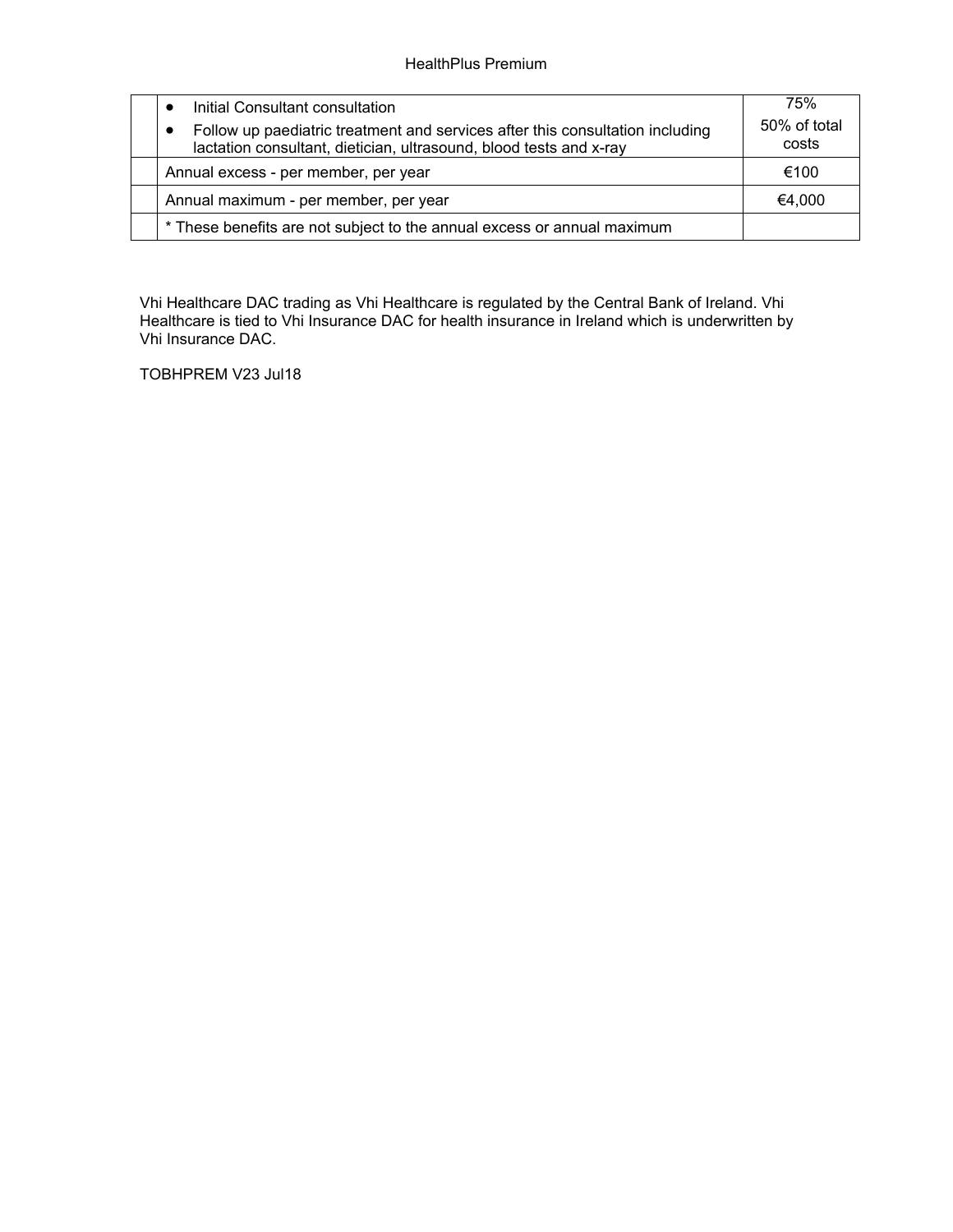| | | |
|---|---|---|
| | • Initial Consultant consultation<br>• Follow up paediatric treatment and services after this consultation including lactation consultant, dietician, ultrasound, blood tests and x-ray | 75%<br>50% of total costs |
| | Annual excess - per member, per year | €100 |
| | Annual maximum - per member, per year | €4,000 |
| | * These benefits are not subject to the annual excess or annual maximum | |

Vhi Healthcare DAC trading as Vhi Healthcare is regulated by the Central Bank of Ireland. Vhi Healthcare is tied to Vhi Insurance DAC for health insurance in Ireland which is underwritten by Vhi Insurance DAC.

TOBHPREM V23 Jul18